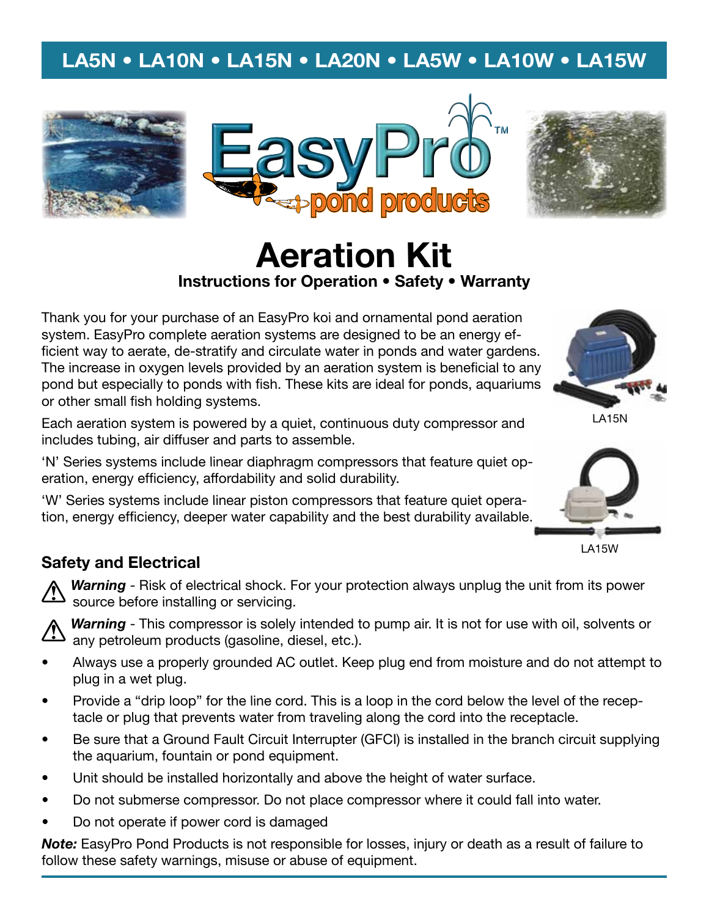LA5N • LA10N • LA15N • LA20N • LA5W • LA10W • LA15W

EasyPro™ pond products

# Aeration Kit

**Instructions for Operation • Safety • Warranty**

Thank you for your purchase of an EasyPro koi and ornamental pond aeration system. EasyPro complete aeration systems are designed to be an energy efficient way to aerate, de-stratify and circulate water in ponds and water gardens. The increase in oxygen levels provided by an aeration system is beneficial to any pond but especially to ponds with fish. These kits are ideal for ponds, aquariums or other small fish holding systems.

Each aeration system is powered by a quiet, continuous duty compressor and includes tubing, air diffuser and parts to assemble.

'N' Series systems include linear diaphragm compressors that feature quiet operation, energy efficiency, affordability and solid durability.

'W' Series systems include linear piston compressors that feature quiet operation, energy efficiency, deeper water capability and the best durability available.

LA15N

LA15W

## Safety and Electrical

⚠ ***Warning*** - Risk of electrical shock. For your protection always unplug the unit from its power source before installing or servicing.

⚠ ***Warning*** - This compressor is solely intended to pump air. It is not for use with oil, solvents or any petroleum products (gasoline, diesel, etc.).

- Always use a properly grounded AC outlet. Keep plug end from moisture and do not attempt to plug in a wet plug.
- Provide a "drip loop" for the line cord. This is a loop in the cord below the level of the receptacle or plug that prevents water from traveling along the cord into the receptacle.
- Be sure that a Ground Fault Circuit Interrupter (GFCI) is installed in the branch circuit supplying the aquarium, fountain or pond equipment.
- Unit should be installed horizontally and above the height of water surface.
- Do not submerse compressor. Do not place compressor where it could fall into water.
- Do not operate if power cord is damaged

***Note:*** EasyPro Pond Products is not responsible for losses, injury or death as a result of failure to follow these safety warnings, misuse or abuse of equipment.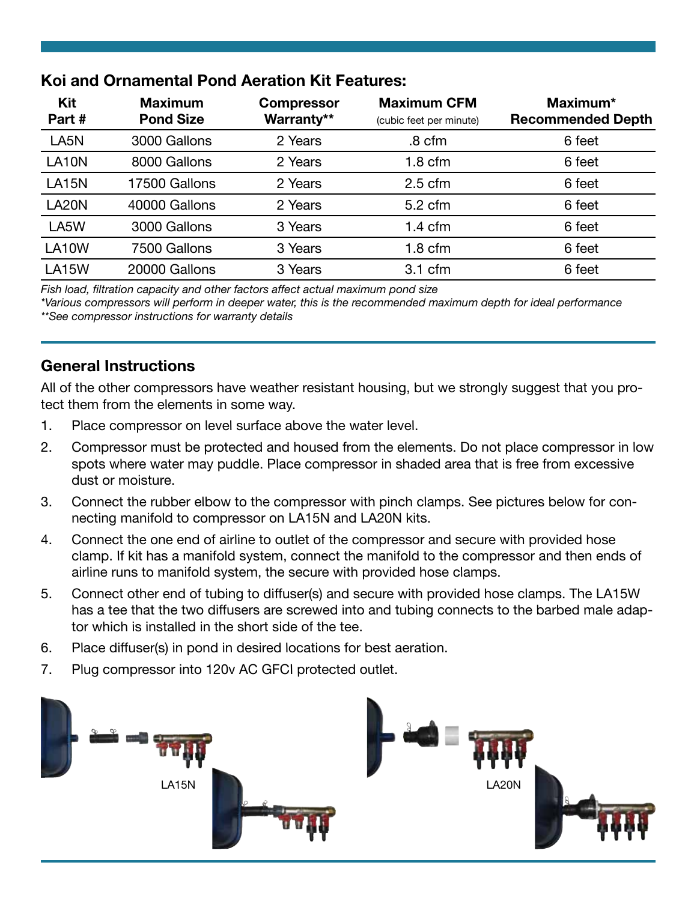## Koi and Ornamental Pond Aeration Kit Features:

| Kit Part # | Maximum Pond Size | Compressor Warranty** | Maximum CFM (cubic feet per minute) | Maximum* Recommended Depth |
|---|---|---|---|---|
| LA5N | 3000 Gallons | 2 Years | .8 cfm | 6 feet |
| LA10N | 8000 Gallons | 2 Years | 1.8 cfm | 6 feet |
| LA15N | 17500 Gallons | 2 Years | 2.5 cfm | 6 feet |
| LA20N | 40000 Gallons | 2 Years | 5.2 cfm | 6 feet |
| LA5W | 3000 Gallons | 3 Years | 1.4 cfm | 6 feet |
| LA10W | 7500 Gallons | 3 Years | 1.8 cfm | 6 feet |
| LA15W | 20000 Gallons | 3 Years | 3.1 cfm | 6 feet |

*Fish load, filtration capacity and other factors affect actual maximum pond size*
*\*Various compressors will perform in deeper water, this is the recommended maximum depth for ideal performance*
*\*\*See compressor instructions for warranty details*

## General Instructions

All of the other compressors have weather resistant housing, but we strongly suggest that you protect them from the elements in some way.

1. Place compressor on level surface above the water level.
2. Compressor must be protected and housed from the elements. Do not place compressor in low spots where water may puddle. Place compressor in shaded area that is free from excessive dust or moisture.
3. Connect the rubber elbow to the compressor with pinch clamps. See pictures below for connecting manifold to compressor on LA15N and LA20N kits.
4. Connect the one end of airline to outlet of the compressor and secure with provided hose clamp. If kit has a manifold system, connect the manifold to the compressor and then ends of airline runs to manifold system, the secure with provided hose clamps.
5. Connect other end of tubing to diffuser(s) and secure with provided hose clamps. The LA15W has a tee that the two diffusers are screwed into and tubing connects to the barbed male adaptor which is installed in the short side of the tee.
6. Place diffuser(s) in pond in desired locations for best aeration.
7. Plug compressor into 120v AC GFCI protected outlet.

LA15N

LA20N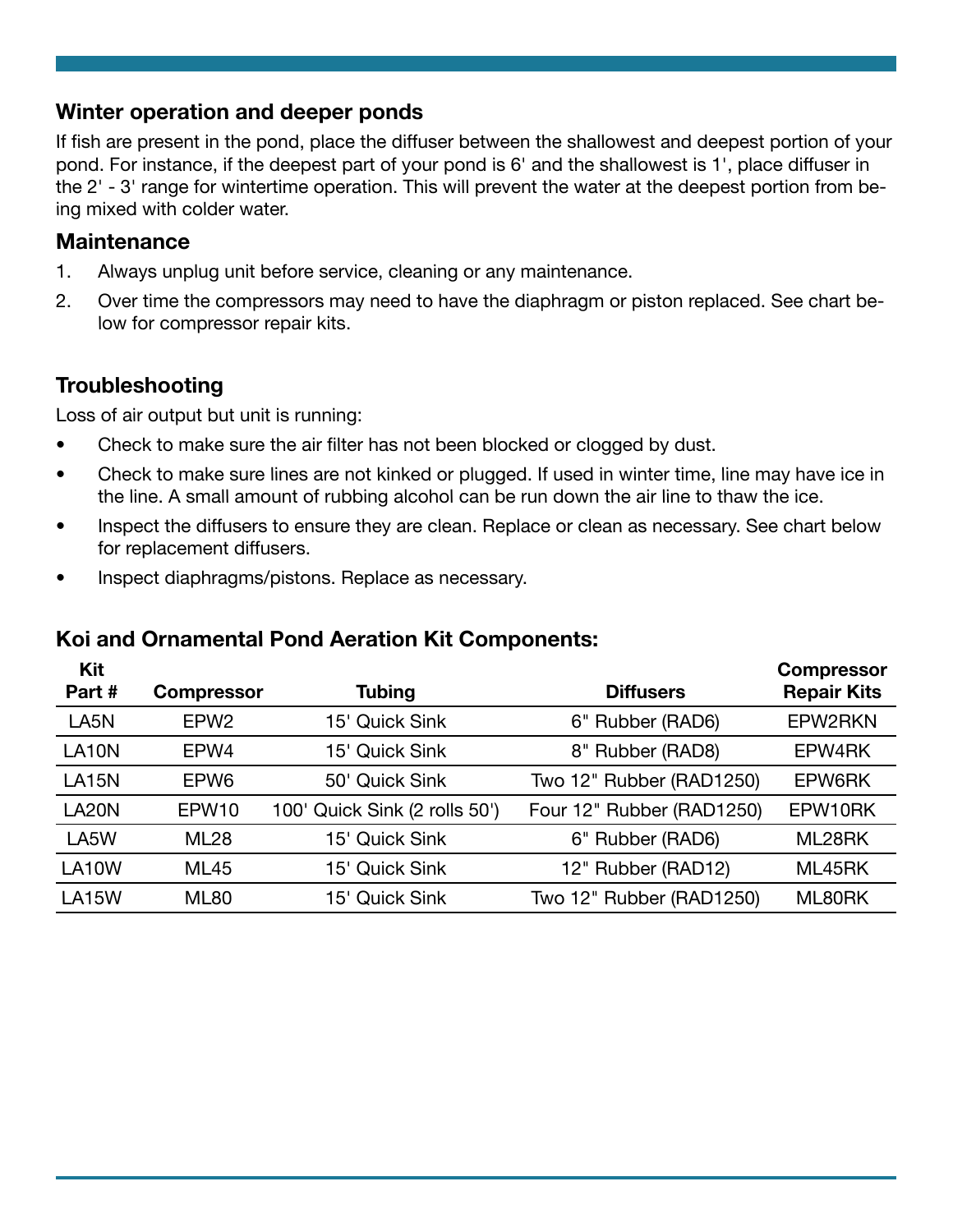## Winter operation and deeper ponds

If fish are present in the pond, place the diffuser between the shallowest and deepest portion of your pond. For instance, if the deepest part of your pond is 6' and the shallowest is 1', place diffuser in the 2' - 3' range for wintertime operation. This will prevent the water at the deepest portion from being mixed with colder water.

## Maintenance

1. Always unplug unit before service, cleaning or any maintenance.
2. Over time the compressors may need to have the diaphragm or piston replaced. See chart below for compressor repair kits.

## Troubleshooting

Loss of air output but unit is running:

- Check to make sure the air filter has not been blocked or clogged by dust.
- Check to make sure lines are not kinked or plugged. If used in winter time, line may have ice in the line. A small amount of rubbing alcohol can be run down the air line to thaw the ice.
- Inspect the diffusers to ensure they are clean. Replace or clean as necessary. See chart below for replacement diffusers.
- Inspect diaphragms/pistons. Replace as necessary.

## Koi and Ornamental Pond Aeration Kit Components:

| Kit Part # | Compressor | Tubing | Diffusers | Compressor Repair Kits |
|---|---|---|---|---|
| LA5N | EPW2 | 15' Quick Sink | 6" Rubber (RAD6) | EPW2RKN |
| LA10N | EPW4 | 15' Quick Sink | 8" Rubber (RAD8) | EPW4RK |
| LA15N | EPW6 | 50' Quick Sink | Two 12" Rubber (RAD1250) | EPW6RK |
| LA20N | EPW10 | 100' Quick Sink (2 rolls 50') | Four 12" Rubber (RAD1250) | EPW10RK |
| LA5W | ML28 | 15' Quick Sink | 6" Rubber (RAD6) | ML28RK |
| LA10W | ML45 | 15' Quick Sink | 12" Rubber (RAD12) | ML45RK |
| LA15W | ML80 | 15' Quick Sink | Two 12" Rubber (RAD1250) | ML80RK |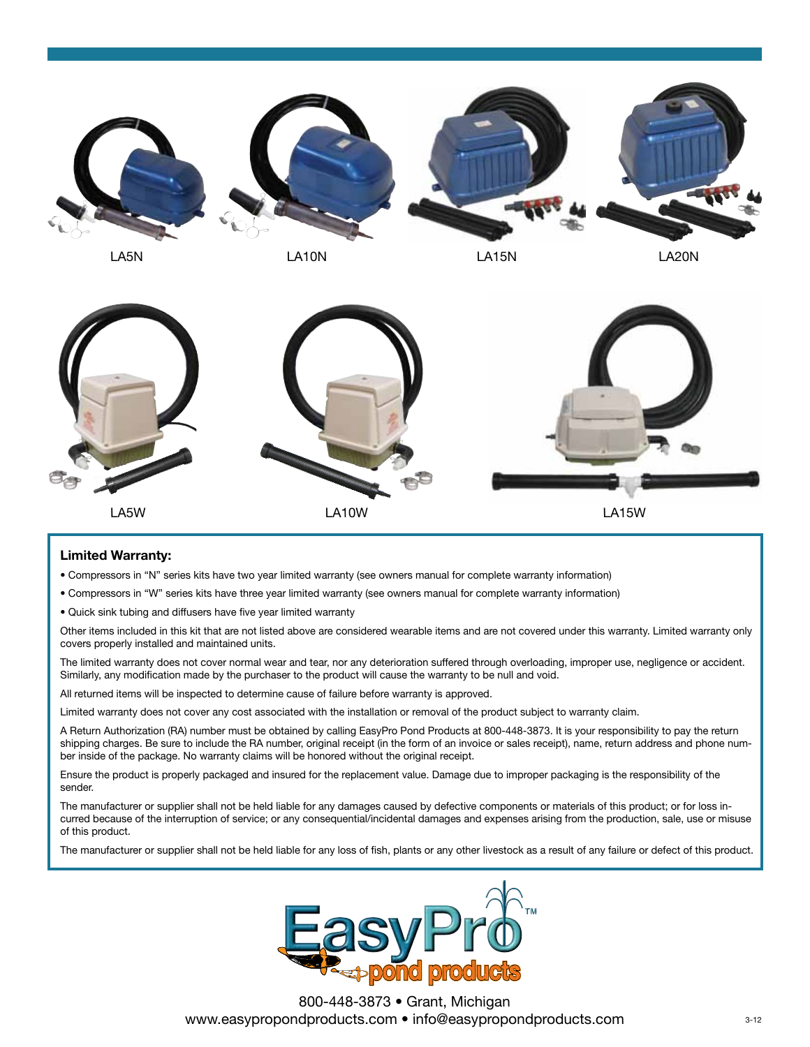LA5N

LA10N

LA15N

LA20N

LA5W

LA10W

LA15W

**Limited Warranty:**

- Compressors in "N" series kits have two year limited warranty (see owners manual for complete warranty information)
- Compressors in "W" series kits have three year limited warranty (see owners manual for complete warranty information)
- Quick sink tubing and diffusers have five year limited warranty

Other items included in this kit that are not listed above are considered wearable items and are not covered under this warranty. Limited warranty only covers properly installed and maintained units.

The limited warranty does not cover normal wear and tear, nor any deterioration suffered through overloading, improper use, negligence or accident. Similarly, any modification made by the purchaser to the product will cause the warranty to be null and void.

All returned items will be inspected to determine cause of failure before warranty is approved.

Limited warranty does not cover any cost associated with the installation or removal of the product subject to warranty claim.

A Return Authorization (RA) number must be obtained by calling EasyPro Pond Products at 800-448-3873. It is your responsibility to pay the return shipping charges. Be sure to include the RA number, original receipt (in the form of an invoice or sales receipt), name, return address and phone number inside of the package. No warranty claims will be honored without the original receipt.

Ensure the product is properly packaged and insured for the replacement value. Damage due to improper packaging is the responsibility of the sender.

The manufacturer or supplier shall not be held liable for any damages caused by defective components or materials of this product; or for loss incurred because of the interruption of service; or any consequential/incidental damages and expenses arising from the production, sale, use or misuse of this product.

The manufacturer or supplier shall not be held liable for any loss of fish, plants or any other livestock as a result of any failure or defect of this product.

EasyPro™ pond products

800-448-3873 • Grant, Michigan
www.easypropondproducts.com • info@easypropondproducts.com